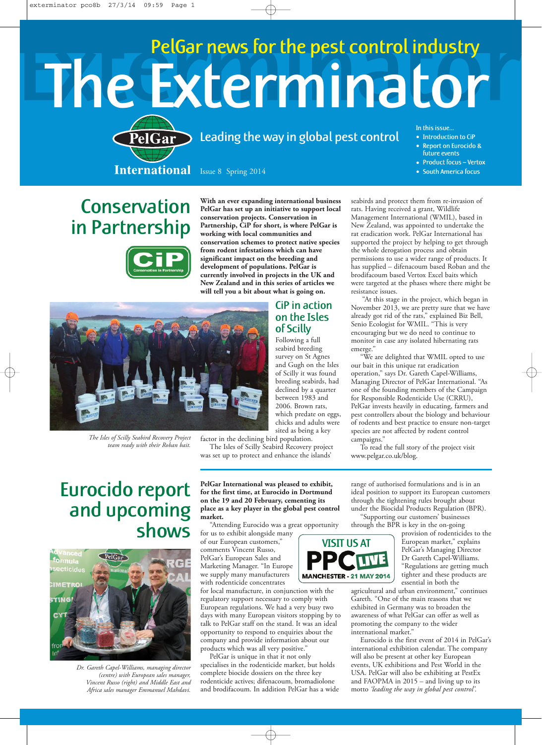PelGar news for the pest control industry

# The Exterminator

PelGar International

Leading the way in global pest control

Issue 8 Spring 2014

In this issue...

- Introduction to CiP
- Report on Eurocido & future events
- Product focus – Vertox
- South America focus

## Conservation in Partnership

CiP Conservation in Partnership

**With an ever expanding international business PelGar has set up an initiative to support local conservation projects. Conservation in Partnership, CiP for short, is where PelGar is working with local communities and conservation schemes to protect native species from rodent infestations which can have significant impact on the breeding and development of populations. PelGar is currently involved in projects in the UK and New Zealand and in this series of articles we will tell you a bit about what is going on.**

*The Isles of Scilly Seabird Recovery Project team ready with their Roban bait.*

### CiP in action on the Isles of Scilly

Following a full seabird breeding survey on St Agnes and Gugh on the Isles of Scilly it was found breeding seabirds, had declined by a quarter between 1983 and 2006. Brown rats, which predate on eggs, chicks and adults were sited as being a key factor in the declining bird population.

The Isles of Scilly Seabird Recovery project was set up to protect and enhance the islands' seabirds and protect them from re-invasion of rats. Having received a grant, Wildlife Management International (WMIL), based in New Zealand, was appointed to undertake the rat eradication work. PelGar International has supported the project by helping to get through the whole derogation process and obtain permissions to use a wider range of products. It has supplied – difenacoum based Roban and the brodifacoum based Vertox Excel baits which were targeted at the phases where there might be resistance issues.

"At this stage in the project, which began in November 2013, we are pretty sure that we have already got rid of the rats," explained Biz Bell, Senio Ecologist for WMIL. "This is very encouraging but we do need to continue to monitor in case any isolated hibernating rats emerge."

"We are delighted that WMIL opted to use our bait in this unique rat eradication operation," says Dr. Gareth Capel-Williams, Managing Director of PelGar International. "As one of the founding members of the Campaign for Responsible Rodenticide Use (CRRU), PelGar invests heavily in educating, farmers and pest controllers about the biology and behaviour of rodents and best practice to ensure non-target species are not affected by rodent control campaigns."

To read the full story of the project visit www.pelgar.co.uk/blog.

## Eurocido report and upcoming shows

*Dr. Gareth Capel-Williams, managing director (centre) with European sales manager, Vincent Russo (right) and Middle East and Africa sales manager Emmanuel Mahdavi.*

**PelGar International was pleased to exhibit, for the first time, at Eurocido in Dortmund on the 19 and 20 February, cementing its place as a key player in the global pest control market.**

"Attending Eurocido was a great opportunity for us to exhibit alongside many of our European customers," comments Vincent Russo, PelGar's European Sales and Marketing Manager. "In Europe we supply many manufacturers with rodenticide concentrates for local manufacture, in conjunction with the regulatory support necessary to comply with European regulations. We had a very busy two days with many European visitors stopping by to talk to PelGar staff on the stand. It was an ideal opportunity to respond to enquiries about the company and provide information about our products which was all very positive."

PelGar is unique in that it not only specialises in the rodenticide market, but holds complete biocide dossiers on the three key rodenticide actives; difenacoum, bromadiolone and brodifacoum. In addition PelGar has a wide range of authorised formulations and is in an ideal position to support its European customers through the tightening rules brought about under the Biocidal Products Regulation (BPR).

VISIT US AT PPC LIVE MANCHESTER - 21 MAY 2014

"Supporting our customers' businesses through the BPR is key in the on-going provision of rodenticides to the European market," explains PelGar's Managing Director Dr Gareth Capel-Williams. "Regulations are getting much tighter and these products are essential in both the agricultural and urban environment," continues Gareth. "One of the main reasons that we exhibited in Germany was to broaden the awareness of what PelGar can offer as well as promoting the company to the wider international market."

Eurocido is the first event of 2014 in PelGar's international exhibition calendar. The company will also be present at other key European events, UK exhibitions and Pest World in the USA. PelGar will also be exhibiting at PestEx and FAOPMA in 2015 – and living up to its motto *'leading the way in global pest control'.*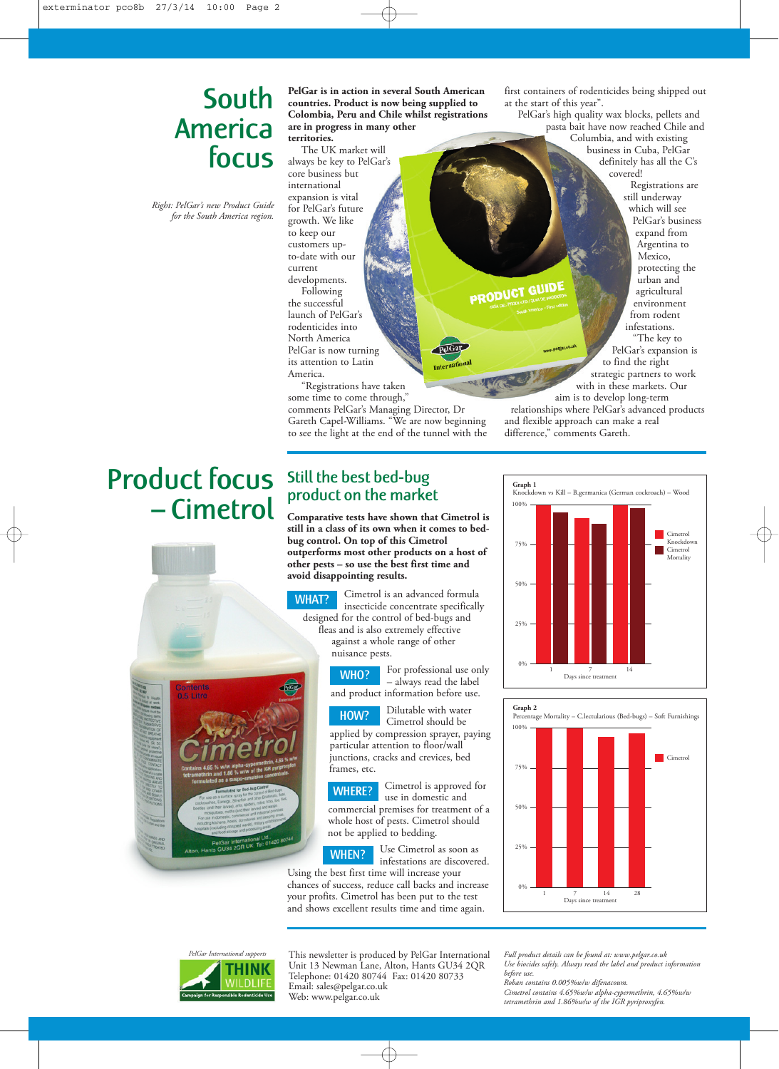# South America focus

*Right: PelGar's new Product Guide for the South America region.*

**PelGar is in action in several South American countries. Product is now being supplied to Colombia, Peru and Chile whilst registrations are in progress in many other territories.**

The UK market will always be key to PelGar's core business but international expansion is vital for PelGar's future growth. We like to keep our customers up-to-date with our current developments.

Following the successful launch of PelGar's rodenticides into North America PelGar is now turning its attention to Latin America.

"Registrations have taken some time to come through," comments PelGar's Managing Director, Dr Gareth Capel-Williams. "We are now beginning to see the light at the end of the tunnel with the first containers of rodenticides being shipped out at the start of this year".

PelGar's high quality wax blocks, pellets and pasta bait have now reached Chile and Columbia, and with existing business in Cuba, PelGar definitely has all the C's covered!

Registrations are still underway which will see PelGar's business expand from Argentina to Mexico, protecting the urban and agricultural environment from rodent infestations.

"The key to PelGar's expansion is to find the right strategic partners to work with in these markets. Our aim is to develop long-term relationships where PelGar's advanced products and flexible approach can make a real difference," comments Gareth.

# Product focus – Cimetrol

## Still the best bed-bug product on the market

**Comparative tests have shown that Cimetrol is still in a class of its own when it comes to bed-bug control. On top of this Cimetrol outperforms most other products on a host of other pests – so use the best first time and avoid disappointing results.**

**WHAT?** Cimetrol is an advanced formula insecticide concentrate specifically designed for the control of bed-bugs and fleas and is also extremely effective against a whole range of other nuisance pests.

**WHO?** For professional use only – always read the label and product information before use.

**HOW?** Dilutable with water Cimetrol should be applied by compression sprayer, paying particular attention to floor/wall junctions, cracks and crevices, bed frames, etc.

**WHERE?** Cimetrol is approved for use in domestic and commercial premises for treatment of a whole host of pests. Cimetrol should not be applied to bedding.

**WHEN?** Use Cimetrol as soon as infestations are discovered.

Using the best first time will increase your chances of success, reduce call backs and increase your profits. Cimetrol has been put to the test and shows excellent results time and time again.

**Graph 1**
Knockdown vs Kill – B.germanica (German cockroach) – Wood
100%
75%
50%
25%
0%
1
7
14
Days since treatment
Cimetrol Knockdown
Cimetrol Mortality

**Graph 2**
Percentage Mortality – C.lectularious (Bed-bugs) – Soft Furnishings
100%
75%
50%
25%
0%
1
7
14
28
Days since treatment
Cimetrol

*PelGar International supports*

THINK WILDLIFE
Campaign for Responsible Rodenticide Use

This newsletter is produced by PelGar International
Unit 13 Newman Lane, Alton, Hants GU34 2QR
Telephone: 01420 80744 Fax: 01420 80733
Email: sales@pelgar.co.uk
Web: www.pelgar.co.uk

*Full product details can be found at: www.pelgar.co.uk*
*Use biocides safely. Always read the label and product information before use.*
*Roban contains 0.005%w/w difenacoum.*
*Cimetrol contains 4.65%w/w alpha-cypermethrin, 4.65%w/w tetramethrin and 1.86%w/w of the IGR pyriproxyfen.*